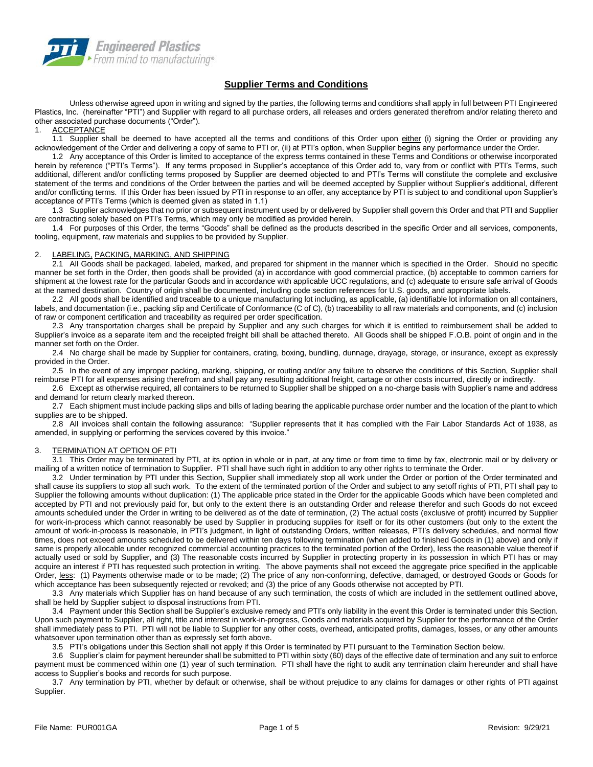# Supplier Terms and Conditions

Unless otherwise agreed upon in writing and signed by the parties, the following terms and conditions shall apply in full between PTI Engineered Plastics, Inc. (hereinafter "PTI") and Supplier with regard to all purchase orders, all releases and orders generated therefrom and/or relating thereto and other associated purchase documents ("Order").

## 1. ACCEPTANCE

1.1 Supplier shall be deemed to have accepted all the terms and conditions of this Order upon either (i) signing the Order or providing any acknowledgement of the Order and delivering a copy of same to PTI or, (ii) at PTI's option, when Supplier begins any performance under the Order.

1.2 Any acceptance of this Order is limited to acceptance of the express terms contained in these Terms and Conditions or otherwise incorporated herein by reference ("PTI's Terms"). If any terms proposed in Supplier's acceptance of this Order add to, vary from or conflict with PTI's Terms, such additional, different and/or conflicting terms proposed by Supplier are deemed objected to and PTI's Terms will constitute the complete and exclusive statement of the terms and conditions of the Order between the parties and will be deemed accepted by Supplier without Supplier's additional, different and/or conflicting terms. If this Order has been issued by PTI in response to an offer, any acceptance by PTI is subject to and conditional upon Supplier's acceptance of PTI's Terms (which is deemed given as stated in 1.1)

1.3 Supplier acknowledges that no prior or subsequent instrument used by or delivered by Supplier shall govern this Order and that PTI and Supplier are contracting solely based on PTI's Terms, which may only be modified as provided herein.

1.4 For purposes of this Order, the terms "Goods" shall be defined as the products described in the specific Order and all services, components, tooling, equipment, raw materials and supplies to be provided by Supplier.

## 2. LABELING, PACKING, MARKING, AND SHIPPING

2.1 All Goods shall be packaged, labeled, marked, and prepared for shipment in the manner which is specified in the Order. Should no specific manner be set forth in the Order, then goods shall be provided (a) in accordance with good commercial practice, (b) acceptable to common carriers for shipment at the lowest rate for the particular Goods and in accordance with applicable UCC regulations, and (c) adequate to ensure safe arrival of Goods at the named destination. Country of origin shall be documented, including code section references for U.S. goods, and appropriate labels.

2.2 All goods shall be identified and traceable to a unique manufacturing lot including, as applicable, (a) identifiable lot information on all containers, labels, and documentation (i.e., packing slip and Certificate of Conformance (C of C), (b) traceability to all raw materials and components, and (c) inclusion of raw or component certification and traceability as required per order specification.

2.3 Any transportation charges shall be prepaid by Supplier and any such charges for which it is entitled to reimbursement shall be added to Supplier's invoice as a separate item and the receipted freight bill shall be attached thereto. All Goods shall be shipped F.O.B. point of origin and in the manner set forth on the Order.

2.4 No charge shall be made by Supplier for containers, crating, boxing, bundling, dunnage, drayage, storage, or insurance, except as expressly provided in the Order.

2.5 In the event of any improper packing, marking, shipping, or routing and/or any failure to observe the conditions of this Section, Supplier shall reimburse PTI for all expenses arising therefrom and shall pay any resulting additional freight, cartage or other costs incurred, directly or indirectly.

2.6 Except as otherwise required, all containers to be returned to Supplier shall be shipped on a no-charge basis with Supplier's name and address and demand for return clearly marked thereon.

2.7 Each shipment must include packing slips and bills of lading bearing the applicable purchase order number and the location of the plant to which supplies are to be shipped.

2.8 All invoices shall contain the following assurance: "Supplier represents that it has complied with the Fair Labor Standards Act of 1938, as amended, in supplying or performing the services covered by this invoice."

## 3. TERMINATION AT OPTION OF PTI

3.1 This Order may be terminated by PTI, at its option in whole or in part, at any time or from time to time by fax, electronic mail or by delivery or mailing of a written notice of termination to Supplier. PTI shall have such right in addition to any other rights to terminate the Order.

3.2 Under termination by PTI under this Section, Supplier shall immediately stop all work under the Order or portion of the Order terminated and shall cause its suppliers to stop all such work. To the extent of the terminated portion of the Order and subject to any setoff rights of PTI, PTI shall pay to Supplier the following amounts without duplication: (1) The applicable price stated in the Order for the applicable Goods which have been completed and accepted by PTI and not previously paid for, but only to the extent there is an outstanding Order and release therefor and such Goods do not exceed amounts scheduled under the Order in writing to be delivered as of the date of termination, (2) The actual costs (exclusive of profit) incurred by Supplier for work-in-process which cannot reasonably be used by Supplier in producing supplies for itself or for its other customers (but only to the extent the amount of work-in-process is reasonable, in PTI's judgment, in light of outstanding Orders, written releases, PTI's delivery schedules, and normal flow times, does not exceed amounts scheduled to be delivered within ten days following termination (when added to finished Goods in (1) above) and only if same is properly allocable under recognized commercial accounting practices to the terminated portion of the Order), less the reasonable value thereof if actually used or sold by Supplier, and (3) The reasonable costs incurred by Supplier in protecting property in its possession in which PTI has or may acquire an interest if PTI has requested such protection in writing. The above payments shall not exceed the aggregate price specified in the applicable Order, less: (1) Payments otherwise made or to be made; (2) The price of any non-conforming, defective, damaged, or destroyed Goods or Goods for which acceptance has been subsequently rejected or revoked; and (3) the price of any Goods otherwise not accepted by PTI.

3.3 Any materials which Supplier has on hand because of any such termination, the costs of which are included in the settlement outlined above, shall be held by Supplier subject to disposal instructions from PTI.

3.4 Payment under this Section shall be Supplier's exclusive remedy and PTI's only liability in the event this Order is terminated under this Section. Upon such payment to Supplier, all right, title and interest in work-in-progress, Goods and materials acquired by Supplier for the performance of the Order shall immediately pass to PTI. PTI will not be liable to Supplier for any other costs, overhead, anticipated profits, damages, losses, or any other amounts whatsoever upon termination other than as expressly set forth above.

3.5 PTI's obligations under this Section shall not apply if this Order is terminated by PTI pursuant to the Termination Section below.

3.6 Supplier's claim for payment hereunder shall be submitted to PTI within sixty (60) days of the effective date of termination and any suit to enforce payment must be commenced within one (1) year of such termination. PTI shall have the right to audit any termination claim hereunder and shall have access to Supplier's books and records for such purpose.

3.7 Any termination by PTI, whether by default or otherwise, shall be without prejudice to any claims for damages or other rights of PTI against Supplier.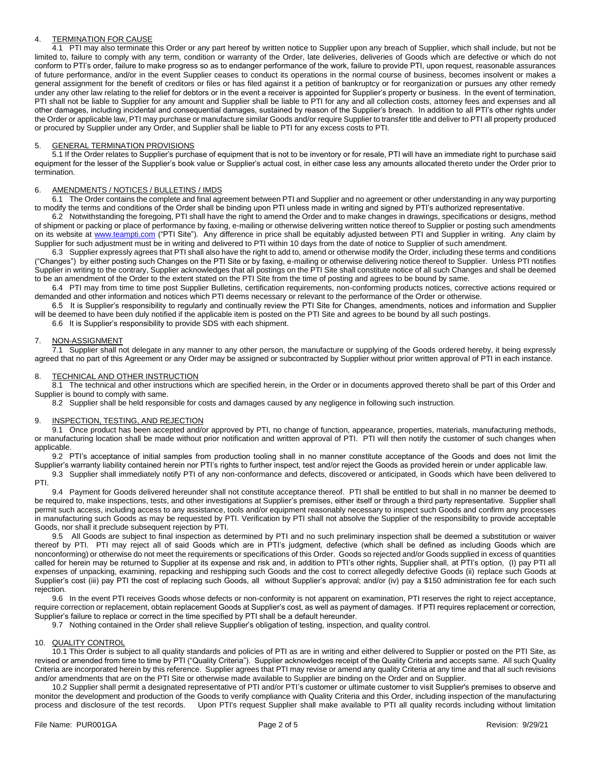## 4. TERMINATION FOR CAUSE

4.1 PTI may also terminate this Order or any part hereof by written notice to Supplier upon any breach of Supplier, which shall include, but not be limited to, failure to comply with any term, condition or warranty of the Order, late deliveries, deliveries of Goods which are defective or which do not conform to PTI's order, failure to make progress so as to endanger performance of the work, failure to provide PTI, upon request, reasonable assurances of future performance, and/or in the event Supplier ceases to conduct its operations in the normal course of business, becomes insolvent or makes a general assignment for the benefit of creditors or files or has filed against it a petition of bankruptcy or for reorganization or pursues any other remedy under any other law relating to the relief for debtors or in the event a receiver is appointed for Supplier's property or business. In the event of termination, PTI shall not be liable to Supplier for any amount and Supplier shall be liable to PTI for any and all collection costs, attorney fees and expenses and all other damages, including incidental and consequential damages, sustained by reason of the Supplier's breach. In addition to all PTI's other rights under the Order or applicable law, PTI may purchase or manufacture similar Goods and/or require Supplier to transfer title and deliver to PTI all property produced or procured by Supplier under any Order, and Supplier shall be liable to PTI for any excess costs to PTI.

## 5. GENERAL TERMINATION PROVISIONS

5.1 If the Order relates to Supplier's purchase of equipment that is not to be inventory or for resale, PTI will have an immediate right to purchase said equipment for the lesser of the Supplier's book value or Supplier's actual cost, in either case less any amounts allocated thereto under the Order prior to termination.

## 6. AMENDMENTS / NOTICES / BULLETINS / IMDS

6.1 The Order contains the complete and final agreement between PTI and Supplier and no agreement or other understanding in any way purporting to modify the terms and conditions of the Order shall be binding upon PTI unless made in writing and signed by PTI's authorized representative.

6.2 Notwithstanding the foregoing, PTI shall have the right to amend the Order and to make changes in drawings, specifications or designs, method of shipment or packing or place of performance by faxing, e-mailing or otherwise delivering written notice thereof to Supplier or posting such amendments on its website at www.teampti.com ("PTI Site"). Any difference in price shall be equitably adjusted between PTI and Supplier in writing. Any claim by Supplier for such adjustment must be in writing and delivered to PTI within 10 days from the date of notice to Supplier of such amendment.

6.3 Supplier expressly agrees that PTI shall also have the right to add to, amend or otherwise modify the Order, including these terms and conditions ("Changes") by either posting such Changes on the PTI Site or by faxing, e-mailing or otherwise delivering notice thereof to Supplier. Unless PTI notifies Supplier in writing to the contrary, Supplier acknowledges that all postings on the PTI Site shall constitute notice of all such Changes and shall be deemed to be an amendment of the Order to the extent stated on the PTI Site from the time of posting and agrees to be bound by same.

6.4 PTI may from time to time post Supplier Bulletins, certification requirements, non-conforming products notices, corrective actions required or demanded and other information and notices which PTI deems necessary or relevant to the performance of the Order or otherwise.

6.5 It is Supplier's responsibility to regularly and continually review the PTI Site for Changes, amendments, notices and information and Supplier will be deemed to have been duly notified if the applicable item is posted on the PTI Site and agrees to be bound by all such postings.

6.6 It is Supplier's responsibility to provide SDS with each shipment.

## 7. NON-ASSIGNMENT

7.1 Supplier shall not delegate in any manner to any other person, the manufacture or supplying of the Goods ordered hereby, it being expressly agreed that no part of this Agreement or any Order may be assigned or subcontracted by Supplier without prior written approval of PTI in each instance.

## 8. TECHNICAL AND OTHER INSTRUCTION

8.1 The technical and other instructions which are specified herein, in the Order or in documents approved thereto shall be part of this Order and Supplier is bound to comply with same.

8.2 Supplier shall be held responsible for costs and damages caused by any negligence in following such instruction.

## 9. INSPECTION, TESTING, AND REJECTION

9.1 Once product has been accepted and/or approved by PTI, no change of function, appearance, properties, materials, manufacturing methods, or manufacturing location shall be made without prior notification and written approval of PTI. PTI will then notify the customer of such changes when applicable.

9.2 PTI's acceptance of initial samples from production tooling shall in no manner constitute acceptance of the Goods and does not limit the Supplier's warranty liability contained herein nor PTI's rights to further inspect, test and/or reject the Goods as provided herein or under applicable law.

9.3 Supplier shall immediately notify PTI of any non-conformance and defects, discovered or anticipated, in Goods which have been delivered to PTI.

9.4 Payment for Goods delivered hereunder shall not constitute acceptance thereof. PTI shall be entitled to but shall in no manner be deemed to be required to, make inspections, tests, and other investigations at Supplier's premises, either itself or through a third party representative. Supplier shall permit such access, including access to any assistance, tools and/or equipment reasonably necessary to inspect such Goods and confirm any processes in manufacturing such Goods as may be requested by PTI. Verification by PTI shall not absolve the Supplier of the responsibility to provide acceptable Goods, nor shall it preclude subsequent rejection by PTI.

9.5 All Goods are subject to final inspection as determined by PTI and no such preliminary inspection shall be deemed a substitution or waiver thereof by PTI. PTI may reject all of said Goods which are in PTI's judgment, defective (which shall be defined as including Goods which are nonconforming) or otherwise do not meet the requirements or specifications of this Order. Goods so rejected and/or Goods supplied in excess of quantities called for herein may be returned to Supplier at its expense and risk and, in addition to PTI's other rights, Supplier shall, at PTI's option, (I) pay PTI all expenses of unpacking, examining, repacking and reshipping such Goods and the cost to correct allegedly defective Goods (ii) replace such Goods at Supplier's cost (iii) pay PTI the cost of replacing such Goods, all without Supplier's approval; and/or (iv) pay a $150 administration fee for each such rejection.

9.6 In the event PTI receives Goods whose defects or non-conformity is not apparent on examination, PTI reserves the right to reject acceptance, require correction or replacement, obtain replacement Goods at Supplier's cost, as well as payment of damages. If PTI requires replacement or correction, Supplier's failure to replace or correct in the time specified by PTI shall be a default hereunder.

9.7 Nothing contained in the Order shall relieve Supplier's obligation of testing, inspection, and quality control.

## 10. QUALITY CONTROL

10.1 This Order is subject to all quality standards and policies of PTI as are in writing and either delivered to Supplier or posted on the PTI Site, as revised or amended from time to time by PTI ("Quality Criteria"). Supplier acknowledges receipt of the Quality Criteria and accepts same. All such Quality Criteria are incorporated herein by this reference. Supplier agrees that PTI may revise or amend any quality Criteria at any time and that all such revisions and/or amendments that are on the PTI Site or otherwise made available to Supplier are binding on the Order and on Supplier.

10.2 Supplier shall permit a designated representative of PTI and/or PTI's customer or ultimate customer to visit Supplier's premises to observe and monitor the development and production of the Goods to verify compliance with Quality Criteria and this Order, including inspection of the manufacturing process and disclosure of the test records. Upon PTI's request Supplier shall make available to PTI all quality records including without limitation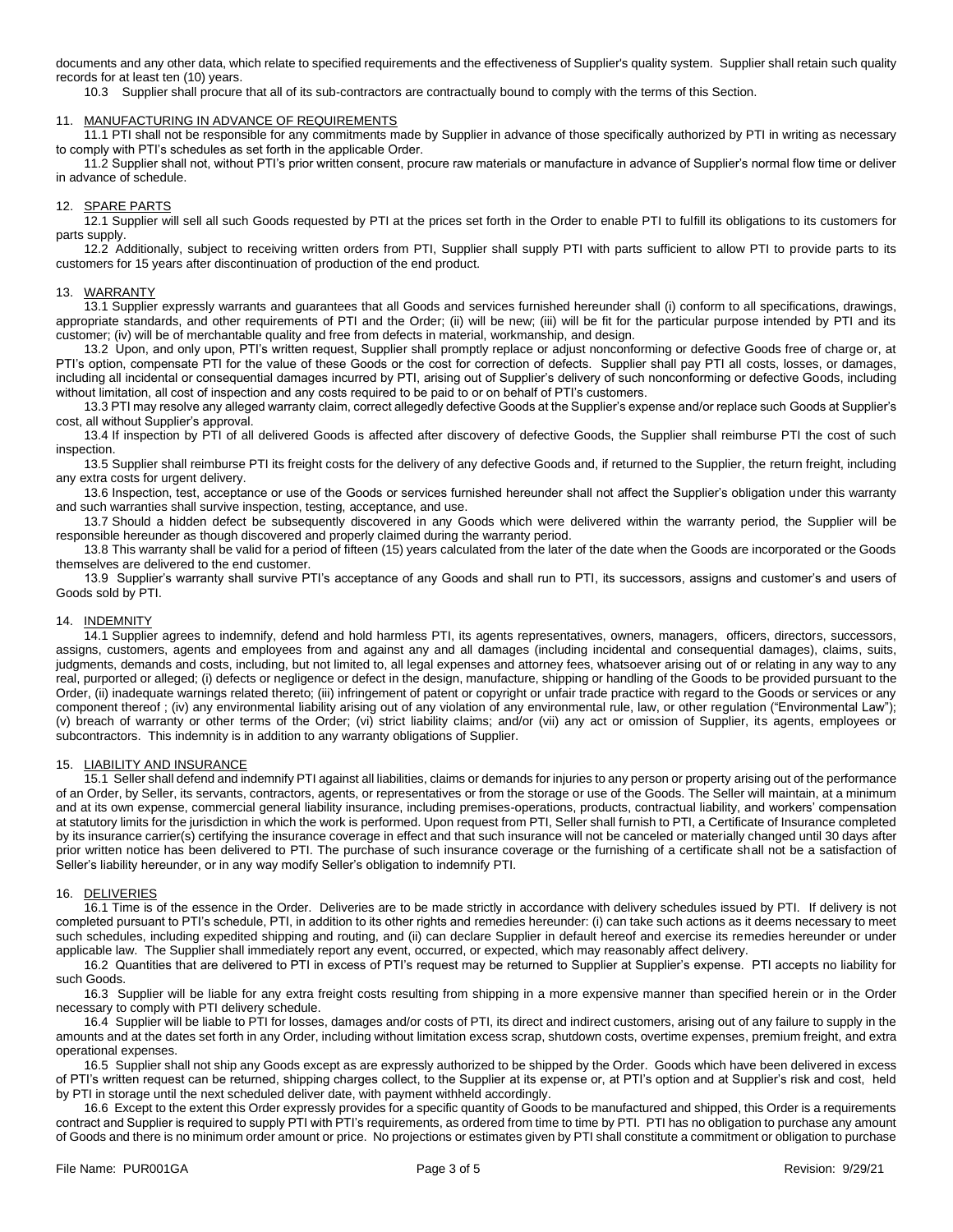documents and any other data, which relate to specified requirements and the effectiveness of Supplier's quality system. Supplier shall retain such quality records for at least ten (10) years.

10.3 Supplier shall procure that all of its sub-contractors are contractually bound to comply with the terms of this Section.

11. MANUFACTURING IN ADVANCE OF REQUIREMENTS

11.1 PTI shall not be responsible for any commitments made by Supplier in advance of those specifically authorized by PTI in writing as necessary to comply with PTI's schedules as set forth in the applicable Order.

11.2 Supplier shall not, without PTI's prior written consent, procure raw materials or manufacture in advance of Supplier's normal flow time or deliver in advance of schedule.

12. SPARE PARTS

12.1 Supplier will sell all such Goods requested by PTI at the prices set forth in the Order to enable PTI to fulfill its obligations to its customers for parts supply.

12.2 Additionally, subject to receiving written orders from PTI, Supplier shall supply PTI with parts sufficient to allow PTI to provide parts to its customers for 15 years after discontinuation of production of the end product.

13. WARRANTY

13.1 Supplier expressly warrants and guarantees that all Goods and services furnished hereunder shall (i) conform to all specifications, drawings, appropriate standards, and other requirements of PTI and the Order; (ii) will be new; (iii) will be fit for the particular purpose intended by PTI and its customer; (iv) will be of merchantable quality and free from defects in material, workmanship, and design.

13.2 Upon, and only upon, PTI's written request, Supplier shall promptly replace or adjust nonconforming or defective Goods free of charge or, at PTI's option, compensate PTI for the value of these Goods or the cost for correction of defects. Supplier shall pay PTI all costs, losses, or damages, including all incidental or consequential damages incurred by PTI, arising out of Supplier's delivery of such nonconforming or defective Goods, including without limitation, all cost of inspection and any costs required to be paid to or on behalf of PTI's customers.

13.3 PTI may resolve any alleged warranty claim, correct allegedly defective Goods at the Supplier's expense and/or replace such Goods at Supplier's cost, all without Supplier's approval.

13.4 If inspection by PTI of all delivered Goods is affected after discovery of defective Goods, the Supplier shall reimburse PTI the cost of such inspection.

13.5 Supplier shall reimburse PTI its freight costs for the delivery of any defective Goods and, if returned to the Supplier, the return freight, including any extra costs for urgent delivery.

13.6 Inspection, test, acceptance or use of the Goods or services furnished hereunder shall not affect the Supplier's obligation under this warranty and such warranties shall survive inspection, testing, acceptance, and use.

13.7 Should a hidden defect be subsequently discovered in any Goods which were delivered within the warranty period, the Supplier will be responsible hereunder as though discovered and properly claimed during the warranty period.

13.8 This warranty shall be valid for a period of fifteen (15) years calculated from the later of the date when the Goods are incorporated or the Goods themselves are delivered to the end customer.

13.9 Supplier's warranty shall survive PTI's acceptance of any Goods and shall run to PTI, its successors, assigns and customer's and users of Goods sold by PTI.

14. INDEMNITY

14.1 Supplier agrees to indemnify, defend and hold harmless PTI, its agents representatives, owners, managers, officers, directors, successors, assigns, customers, agents and employees from and against any and all damages (including incidental and consequential damages), claims, suits, judgments, demands and costs, including, but not limited to, all legal expenses and attorney fees, whatsoever arising out of or relating in any way to any real, purported or alleged; (i) defects or negligence or defect in the design, manufacture, shipping or handling of the Goods to be provided pursuant to the Order, (ii) inadequate warnings related thereto; (iii) infringement of patent or copyright or unfair trade practice with regard to the Goods or services or any component thereof ; (iv) any environmental liability arising out of any violation of any environmental rule, law, or other regulation ("Environmental Law"); (v) breach of warranty or other terms of the Order; (vi) strict liability claims; and/or (vii) any act or omission of Supplier, its agents, employees or subcontractors. This indemnity is in addition to any warranty obligations of Supplier.

15. LIABILITY AND INSURANCE

15.1 Seller shall defend and indemnify PTI against all liabilities, claims or demands for injuries to any person or property arising out of the performance of an Order, by Seller, its servants, contractors, agents, or representatives or from the storage or use of the Goods. The Seller will maintain, at a minimum and at its own expense, commercial general liability insurance, including premises-operations, products, contractual liability, and workers' compensation at statutory limits for the jurisdiction in which the work is performed. Upon request from PTI, Seller shall furnish to PTI, a Certificate of Insurance completed by its insurance carrier(s) certifying the insurance coverage in effect and that such insurance will not be canceled or materially changed until 30 days after prior written notice has been delivered to PTI. The purchase of such insurance coverage or the furnishing of a certificate shall not be a satisfaction of Seller's liability hereunder, or in any way modify Seller's obligation to indemnify PTI.

16. DELIVERIES

16.1 Time is of the essence in the Order. Deliveries are to be made strictly in accordance with delivery schedules issued by PTI. If delivery is not completed pursuant to PTI's schedule, PTI, in addition to its other rights and remedies hereunder: (i) can take such actions as it deems necessary to meet such schedules, including expedited shipping and routing, and (ii) can declare Supplier in default hereof and exercise its remedies hereunder or under applicable law. The Supplier shall immediately report any event, occurred, or expected, which may reasonably affect delivery.

16.2 Quantities that are delivered to PTI in excess of PTI's request may be returned to Supplier at Supplier's expense. PTI accepts no liability for such Goods.

16.3 Supplier will be liable for any extra freight costs resulting from shipping in a more expensive manner than specified herein or in the Order necessary to comply with PTI delivery schedule.

16.4 Supplier will be liable to PTI for losses, damages and/or costs of PTI, its direct and indirect customers, arising out of any failure to supply in the amounts and at the dates set forth in any Order, including without limitation excess scrap, shutdown costs, overtime expenses, premium freight, and extra operational expenses.

16.5 Supplier shall not ship any Goods except as are expressly authorized to be shipped by the Order. Goods which have been delivered in excess of PTI's written request can be returned, shipping charges collect, to the Supplier at its expense or, at PTI's option and at Supplier's risk and cost, held by PTI in storage until the next scheduled deliver date, with payment withheld accordingly.

16.6 Except to the extent this Order expressly provides for a specific quantity of Goods to be manufactured and shipped, this Order is a requirements contract and Supplier is required to supply PTI with PTI's requirements, as ordered from time to time by PTI. PTI has no obligation to purchase any amount of Goods and there is no minimum order amount or price. No projections or estimates given by PTI shall constitute a commitment or obligation to purchase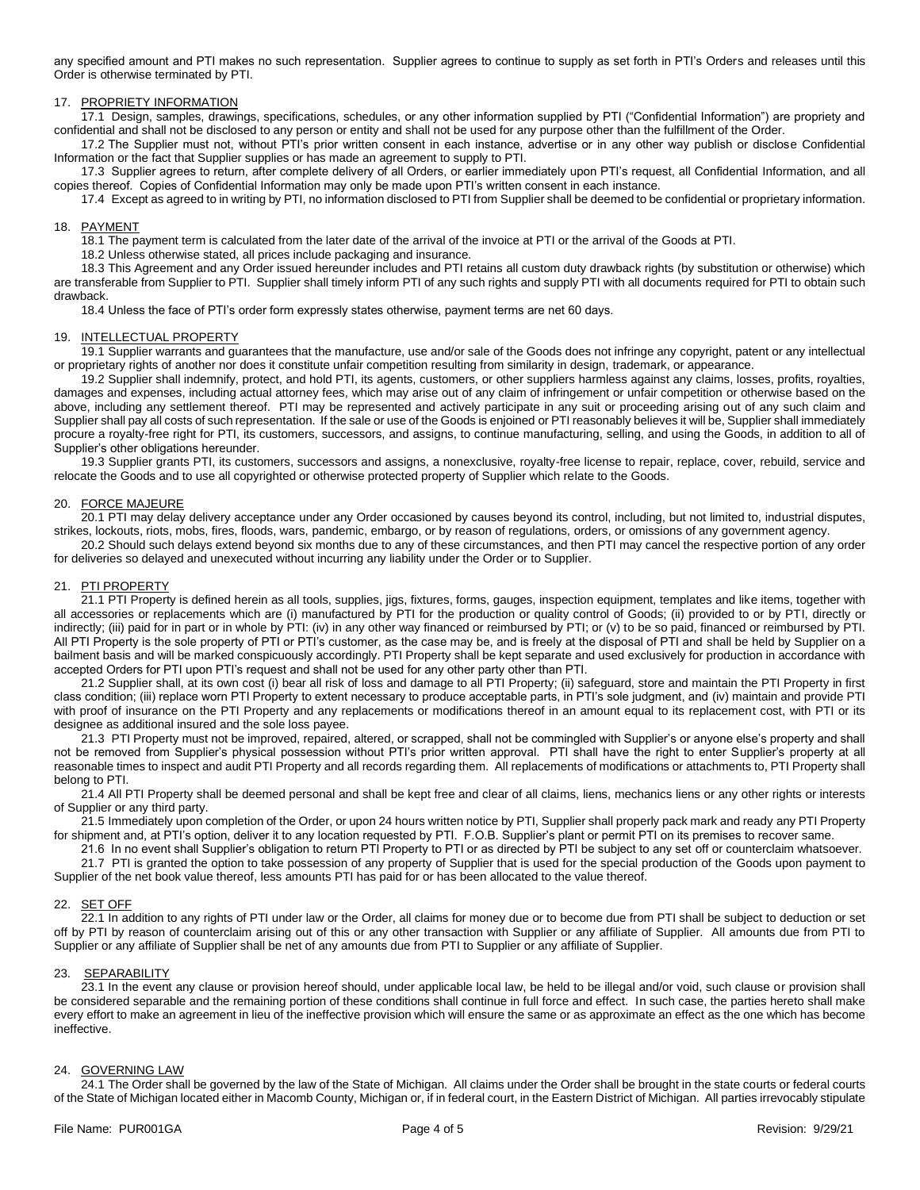any specified amount and PTI makes no such representation. Supplier agrees to continue to supply as set forth in PTI's Orders and releases until this Order is otherwise terminated by PTI.

17. PROPRIETY INFORMATION

17.1 Design, samples, drawings, specifications, schedules, or any other information supplied by PTI ("Confidential Information") are propriety and confidential and shall not be disclosed to any person or entity and shall not be used for any purpose other than the fulfillment of the Order.

17.2 The Supplier must not, without PTI's prior written consent in each instance, advertise or in any other way publish or disclose Confidential Information or the fact that Supplier supplies or has made an agreement to supply to PTI.

17.3 Supplier agrees to return, after complete delivery of all Orders, or earlier immediately upon PTI's request, all Confidential Information, and all copies thereof. Copies of Confidential Information may only be made upon PTI's written consent in each instance.

17.4 Except as agreed to in writing by PTI, no information disclosed to PTI from Supplier shall be deemed to be confidential or proprietary information.

18. PAYMENT

18.1 The payment term is calculated from the later date of the arrival of the invoice at PTI or the arrival of the Goods at PTI.

18.2 Unless otherwise stated, all prices include packaging and insurance.

18.3 This Agreement and any Order issued hereunder includes and PTI retains all custom duty drawback rights (by substitution or otherwise) which are transferable from Supplier to PTI. Supplier shall timely inform PTI of any such rights and supply PTI with all documents required for PTI to obtain such drawback.

18.4 Unless the face of PTI's order form expressly states otherwise, payment terms are net 60 days.

19. INTELLECTUAL PROPERTY

19.1 Supplier warrants and guarantees that the manufacture, use and/or sale of the Goods does not infringe any copyright, patent or any intellectual or proprietary rights of another nor does it constitute unfair competition resulting from similarity in design, trademark, or appearance.

19.2 Supplier shall indemnify, protect, and hold PTI, its agents, customers, or other suppliers harmless against any claims, losses, profits, royalties, damages and expenses, including actual attorney fees, which may arise out of any claim of infringement or unfair competition or otherwise based on the above, including any settlement thereof. PTI may be represented and actively participate in any suit or proceeding arising out of any such claim and Supplier shall pay all costs of such representation. If the sale or use of the Goods is enjoined or PTI reasonably believes it will be, Supplier shall immediately procure a royalty-free right for PTI, its customers, successors, and assigns, to continue manufacturing, selling, and using the Goods, in addition to all of Supplier's other obligations hereunder.

19.3 Supplier grants PTI, its customers, successors and assigns, a nonexclusive, royalty-free license to repair, replace, cover, rebuild, service and relocate the Goods and to use all copyrighted or otherwise protected property of Supplier which relate to the Goods.

20. FORCE MAJEURE

20.1 PTI may delay delivery acceptance under any Order occasioned by causes beyond its control, including, but not limited to, industrial disputes, strikes, lockouts, riots, mobs, fires, floods, wars, pandemic, embargo, or by reason of regulations, orders, or omissions of any government agency.

20.2 Should such delays extend beyond six months due to any of these circumstances, and then PTI may cancel the respective portion of any order for deliveries so delayed and unexecuted without incurring any liability under the Order or to Supplier.

21. PTI PROPERTY

21.1 PTI Property is defined herein as all tools, supplies, jigs, fixtures, forms, gauges, inspection equipment, templates and like items, together with all accessories or replacements which are (i) manufactured by PTI for the production or quality control of Goods; (ii) provided to or by PTI, directly or indirectly; (iii) paid for in part or in whole by PTI: (iv) in any other way financed or reimbursed by PTI; or (v) to be so paid, financed or reimbursed by PTI. All PTI Property is the sole property of PTI or PTI's customer, as the case may be, and is freely at the disposal of PTI and shall be held by Supplier on a bailment basis and will be marked conspicuously accordingly. PTI Property shall be kept separate and used exclusively for production in accordance with accepted Orders for PTI upon PTI's request and shall not be used for any other party other than PTI.

21.2 Supplier shall, at its own cost (i) bear all risk of loss and damage to all PTI Property; (ii) safeguard, store and maintain the PTI Property in first class condition; (iii) replace worn PTI Property to extent necessary to produce acceptable parts, in PTI's sole judgment, and (iv) maintain and provide PTI with proof of insurance on the PTI Property and any replacements or modifications thereof in an amount equal to its replacement cost, with PTI or its designee as additional insured and the sole loss payee.

21.3 PTI Property must not be improved, repaired, altered, or scrapped, shall not be commingled with Supplier's or anyone else's property and shall not be removed from Supplier's physical possession without PTI's prior written approval. PTI shall have the right to enter Supplier's property at all reasonable times to inspect and audit PTI Property and all records regarding them. All replacements of modifications or attachments to, PTI Property shall belong to PTI.

21.4 All PTI Property shall be deemed personal and shall be kept free and clear of all claims, liens, mechanics liens or any other rights or interests of Supplier or any third party.

21.5 Immediately upon completion of the Order, or upon 24 hours written notice by PTI, Supplier shall properly pack mark and ready any PTI Property for shipment and, at PTI's option, deliver it to any location requested by PTI. F.O.B. Supplier's plant or permit PTI on its premises to recover same.

21.6 In no event shall Supplier's obligation to return PTI Property to PTI or as directed by PTI be subject to any set off or counterclaim whatsoever.

21.7 PTI is granted the option to take possession of any property of Supplier that is used for the special production of the Goods upon payment to Supplier of the net book value thereof, less amounts PTI has paid for or has been allocated to the value thereof.

22. SET OFF

22.1 In addition to any rights of PTI under law or the Order, all claims for money due or to become due from PTI shall be subject to deduction or set off by PTI by reason of counterclaim arising out of this or any other transaction with Supplier or any affiliate of Supplier. All amounts due from PTI to Supplier or any affiliate of Supplier shall be net of any amounts due from PTI to Supplier or any affiliate of Supplier.

23. SEPARABILITY

23.1 In the event any clause or provision hereof should, under applicable local law, be held to be illegal and/or void, such clause or provision shall be considered separable and the remaining portion of these conditions shall continue in full force and effect. In such case, the parties hereto shall make every effort to make an agreement in lieu of the ineffective provision which will ensure the same or as approximate an effect as the one which has become ineffective.

24. GOVERNING LAW

24.1 The Order shall be governed by the law of the State of Michigan. All claims under the Order shall be brought in the state courts or federal courts of the State of Michigan located either in Macomb County, Michigan or, if in federal court, in the Eastern District of Michigan. All parties irrevocably stipulate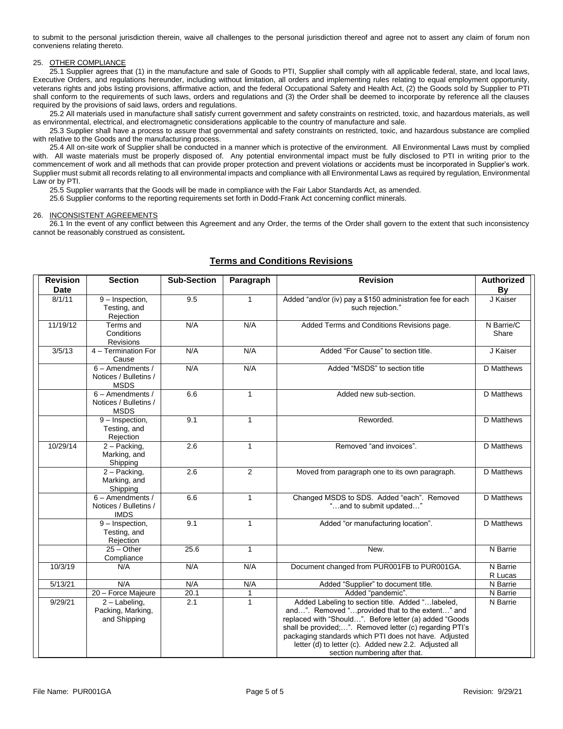to submit to the personal jurisdiction therein, waive all challenges to the personal jurisdiction thereof and agree not to assert any claim of forum non conveniens relating thereto.

25. OTHER COMPLIANCE

25.1 Supplier agrees that (1) in the manufacture and sale of Goods to PTI, Supplier shall comply with all applicable federal, state, and local laws, Executive Orders, and regulations hereunder, including without limitation, all orders and implementing rules relating to equal employment opportunity, veterans rights and jobs listing provisions, affirmative action, and the federal Occupational Safety and Health Act, (2) the Goods sold by Supplier to PTI shall conform to the requirements of such laws, orders and regulations and (3) the Order shall be deemed to incorporate by reference all the clauses required by the provisions of said laws, orders and regulations.

25.2 All materials used in manufacture shall satisfy current government and safety constraints on restricted, toxic, and hazardous materials, as well as environmental, electrical, and electromagnetic considerations applicable to the country of manufacture and sale.

25.3 Supplier shall have a process to assure that governmental and safety constraints on restricted, toxic, and hazardous substance are complied with relative to the Goods and the manufacturing process.

25.4 All on-site work of Supplier shall be conducted in a manner which is protective of the environment. All Environmental Laws must by complied with. All waste materials must be properly disposed of. Any potential environmental impact must be fully disclosed to PTI in writing prior to the commencement of work and all methods that can provide proper protection and prevent violations or accidents must be incorporated in Supplier's work. Supplier must submit all records relating to all environmental impacts and compliance with all Environmental Laws as required by regulation, Environmental Law or by PTI.

25.5 Supplier warrants that the Goods will be made in compliance with the Fair Labor Standards Act, as amended.

25.6 Supplier conforms to the reporting requirements set forth in Dodd-Frank Act concerning conflict minerals.

26. INCONSISTENT AGREEMENTS

26.1 In the event of any conflict between this Agreement and any Order, the terms of the Order shall govern to the extent that such inconsistency cannot be reasonably construed as consistent**.**

## Terms and Conditions Revisions

| Revision Date | Section | Sub-Section | Paragraph | Revision | Authorized By |
|---|---|---|---|---|---|
| 8/1/11 | 9 – Inspection, Testing, and Rejection | 9.5 | 1 | Added "and/or (iv) pay a $150 administration fee for each such rejection." | J Kaiser |
| 11/19/12 | Terms and Conditions Revisions | N/A | N/A | Added Terms and Conditions Revisions page. | N Barrie/C Share |
| 3/5/13 | 4 – Termination For Cause | N/A | N/A | Added "For Cause" to section title. | J Kaiser |
| | 6 – Amendments / Notices / Bulletins / MSDS | N/A | N/A | Added "MSDS" to section title | D Matthews |
| | 6 – Amendments / Notices / Bulletins / MSDS | 6.6 | 1 | Added new sub-section. | D Matthews |
| | 9 – Inspection, Testing, and Rejection | 9.1 | 1 | Reworded. | D Matthews |
| 10/29/14 | 2 – Packing, Marking, and Shipping | 2.6 | 1 | Removed "and invoices". | D Matthews |
| | 2 – Packing, Marking, and Shipping | 2.6 | 2 | Moved from paragraph one to its own paragraph. | D Matthews |
| | 6 – Amendments / Notices / Bulletins / IMDS | 6.6 | 1 | Changed MSDS to SDS. Added "each". Removed "…and to submit updated…" | D Matthews |
| | 9 – Inspection, Testing, and Rejection | 9.1 | 1 | Added "or manufacturing location". | D Matthews |
| | 25 – Other Compliance | 25.6 | 1 | New. | N Barrie |
| 10/3/19 | N/A | N/A | N/A | Document changed from PUR001FB to PUR001GA. | N Barrie R Lucas |
| 5/13/21 | N/A | N/A | N/A | Added "Supplier" to document title. | N Barrie |
| | 20 – Force Majeure | 20.1 | 1 | Added "pandemic". | N Barrie |
| 9/29/21 | 2 – Labeling, Packing, Marking, and Shipping | 2.1 | 1 | Added Labeling to section title. Added "…labeled, and…". Removed "…provided that to the extent…" and replaced with "Should…". Before letter (a) added "Goods shall be provided;…". Removed letter (c) regarding PTI's packaging standards which PTI does not have. Adjusted letter (d) to letter (c). Added new 2.2. Adjusted all section numbering after that. | N Barrie |

File Name: PUR001GA Revision: 9/29/21